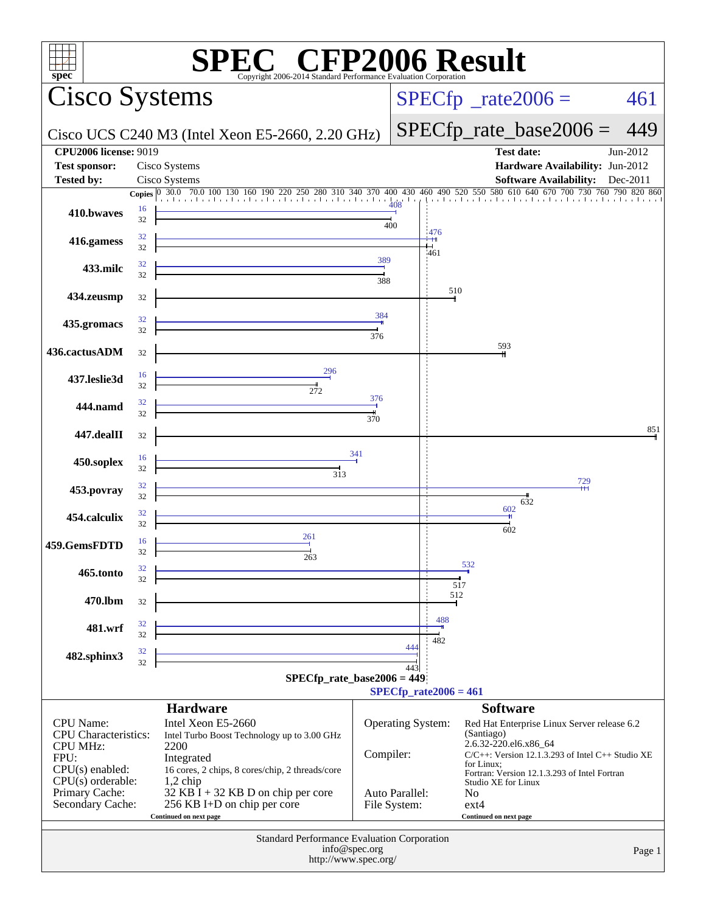# SPEC CFP2006 Result

Copyright 2006-2014 Standard Performance Evaluation Corporation

## Cisco Systems

**Cisco UCS C240 M3 (Intel Xeon E5-2660, 2.20 GHz)**

SPECfp_rate2006 = 461

SPECfp_rate_base2006 = 449

| | | | |
|---|---|---|---|
| **CPU2006 license:** 9019 | | **Test date:** | Jun-2012 |
| **Test sponsor:** | Cisco Systems | **Hardware Availability:** | Jun-2012 |
| **Tested by:** | Cisco Systems | **Software Availability:** | Dec-2011 |

| Benchmark | Copies (peak) | Peak | Copies (base) | Base |
|---|---|---|---|---|
| 410.bwaves | 16 | 408 | 32 | 400 |
| 416.gamess | 32 | 476 | 32 | 461 |
| 433.milc | 32 | 389 | 32 | 388 |
| 434.zeusmp | | | 32 | 510 |
| 435.gromacs | 32 | 384 | 32 | 376 |
| 436.cactusADM | | | 32 | 593 |
| 437.leslie3d | 16 | 296 | 32 | 272 |
| 444.namd | 32 | 376 | 32 | 370 |
| 447.dealII | | | 32 | 851 |
| 450.soplex | 16 | 341 | 32 | 313 |
| 453.povray | 32 | 729 | 32 | 632 |
| 454.calculix | 32 | 602 | 32 | 602 |
| 459.GemsFDTD | 16 | 261 | 32 | 263 |
| 465.tonto | 32 | 532 | 32 | 517 |
| 470.lbm | | | 32 | 512 |
| 481.wrf | 32 | 488 | 32 | 482 |
| 482.sphinx3 | 32 | 444 | 32 | 443 |

SPECfp_rate_base2006 = 449

SPECfp_rate2006 = 461

### Hardware

| | |
|---|---|
| CPU Name: | Intel Xeon E5-2660 |
| CPU Characteristics: | Intel Turbo Boost Technology up to 3.00 GHz |
| CPU MHz: | 2200 |
| FPU: | Integrated |
| CPU(s) enabled: | 16 cores, 2 chips, 8 cores/chip, 2 threads/core |
| CPU(s) orderable: | 1,2 chip |
| Primary Cache: | 32 KB I + 32 KB D on chip per core |
| Secondary Cache: | 256 KB I+D on chip per core |

Continued on next page

### Software

| | |
|---|---|
| Operating System: | Red Hat Enterprise Linux Server release 6.2 (Santiago) 2.6.32-220.el6.x86_64 |
| Compiler: | C/C++: Version 12.1.3.293 of Intel C++ Studio XE for Linux; Fortran: Version 12.1.3.293 of Intel Fortran Studio XE for Linux |
| Auto Parallel: | No |
| File System: | ext4 |

Continued on next page

Standard Performance Evaluation Corporation
info@spec.org
http://www.spec.org/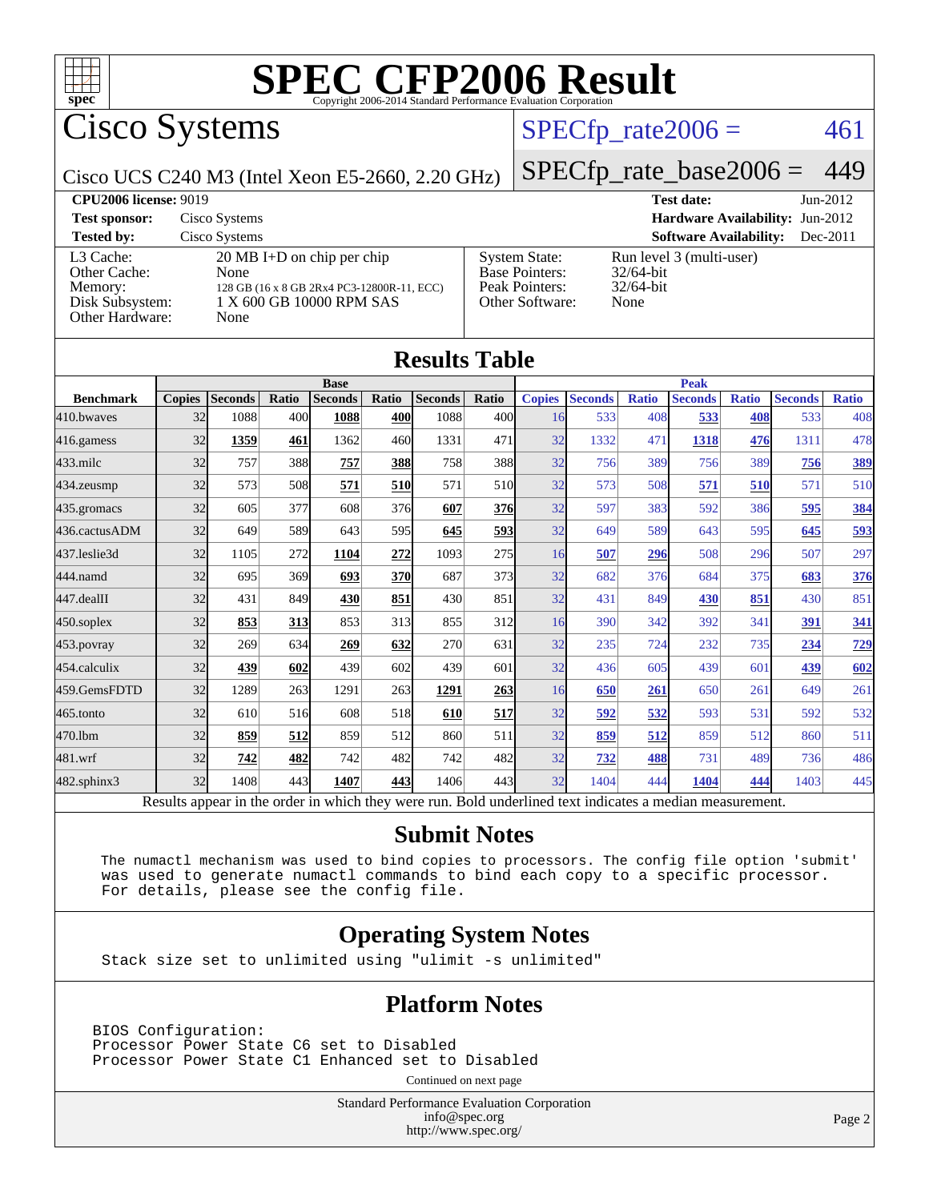# SPEC CFP2006 Result

Copyright 2006-2014 Standard Performance Evaluation Corporation

## Cisco Systems

Cisco UCS C240 M3 (Intel Xeon E5-2660, 2.20 GHz)

SPECfp_rate2006 = 461

SPECfp_rate_base2006 = 449

| | | | |
|---|---|---|---|
| **CPU2006 license:** 9019 | | **Test date:** | Jun-2012 |
| **Test sponsor:** | Cisco Systems | **Hardware Availability:** | Jun-2012 |
| **Tested by:** | Cisco Systems | **Software Availability:** | Dec-2011 |

| | | | |
|---|---|---|---|
| L3 Cache: | 20 MB I+D on chip per chip | System State: | Run level 3 (multi-user) |
| Other Cache: | None | Base Pointers: | 32/64-bit |
| Memory: | 128 GB (16 x 8 GB 2Rx4 PC3-12800R-11, ECC) | Peak Pointers: | 32/64-bit |
| Disk Subsystem: | 1 X 600 GB 10000 RPM SAS | Other Software: | None |
| Other Hardware: | None | | |

## Results Table

| | Base | | | | | | | Peak | | | | | | |
|---|---|---|---|---|---|---|---|---|---|---|---|---|---|---|
| **Benchmark** | **Copies** | **Seconds** | **Ratio** | **Seconds** | **Ratio** | **Seconds** | **Ratio** | **Copies** | **Seconds** | **Ratio** | **Seconds** | **Ratio** | **Seconds** | **Ratio** |
| 410.bwaves | 32 | 1088 | 400 | **1088** | **400** | 1088 | 400 | 16 | 533 | 408 | **533** | **408** | 533 | 408 |
| 416.gamess | 32 | **1359** | **461** | 1362 | 460 | 1331 | 471 | 32 | 1332 | 471 | **1318** | **476** | 1311 | 478 |
| 433.milc | 32 | 757 | 388 | **757** | **388** | 758 | 388 | 32 | 756 | 389 | 756 | 389 | **756** | **389** |
| 434.zeusmp | 32 | 573 | 508 | **571** | **510** | 571 | 510 | 32 | 573 | 508 | **571** | **510** | 571 | 510 |
| 435.gromacs | 32 | 605 | 377 | 608 | 376 | **607** | **376** | 32 | 597 | 383 | 592 | 386 | **595** | **384** |
| 436.cactusADM | 32 | 649 | 589 | 643 | 595 | **645** | **593** | 32 | 649 | 589 | 643 | 595 | **645** | **593** |
| 437.leslie3d | 32 | 1105 | 272 | **1104** | **272** | 1093 | 275 | 16 | **507** | **296** | 508 | 296 | 507 | 297 |
| 444.namd | 32 | 695 | 369 | **693** | **370** | 687 | 373 | 32 | 682 | 376 | 684 | 375 | **683** | **376** |
| 447.dealII | 32 | 431 | 849 | **430** | **851** | 430 | 851 | 32 | 431 | 849 | **430** | **851** | 430 | 851 |
| 450.soplex | 32 | **853** | **313** | 853 | 313 | 855 | 312 | 16 | 390 | 342 | 392 | 341 | **391** | **341** |
| 453.povray | 32 | 269 | 634 | **269** | **632** | 270 | 631 | 32 | 235 | 724 | 232 | 735 | **234** | **729** |
| 454.calculix | 32 | **439** | **602** | 439 | 602 | 439 | 601 | 32 | 436 | 605 | 439 | 601 | **439** | **602** |
| 459.GemsFDTD | 32 | 1289 | 263 | 1291 | 263 | **1291** | **263** | 16 | **650** | **261** | 650 | 261 | 649 | 261 |
| 465.tonto | 32 | 610 | 516 | 608 | 518 | **610** | **517** | 32 | **592** | **532** | 593 | 531 | 592 | 532 |
| 470.lbm | 32 | **859** | **512** | 859 | 512 | 860 | 511 | 32 | **859** | **512** | 859 | 512 | 860 | 511 |
| 481.wrf | 32 | **742** | **482** | 742 | 482 | 742 | 482 | 32 | **732** | **488** | 731 | 489 | 736 | 486 |
| 482.sphinx3 | 32 | 1408 | 443 | **1407** | **443** | 1406 | 443 | 32 | 1404 | 444 | **1404** | **444** | 1403 | 445 |

Results appear in the order in which they were run. Bold underlined text indicates a median measurement.

## Submit Notes

```
The numactl mechanism was used to bind copies to processors. The config file option 'submit'
was used to generate numactl commands to bind each copy to a specific processor.
For details, please see the config file.
```

## Operating System Notes

```
Stack size set to unlimited using "ulimit -s unlimited"
```

## Platform Notes

```
BIOS Configuration:
Processor Power State C6 set to Disabled
Processor Power State C1 Enhanced set to Disabled
```

Continued on next page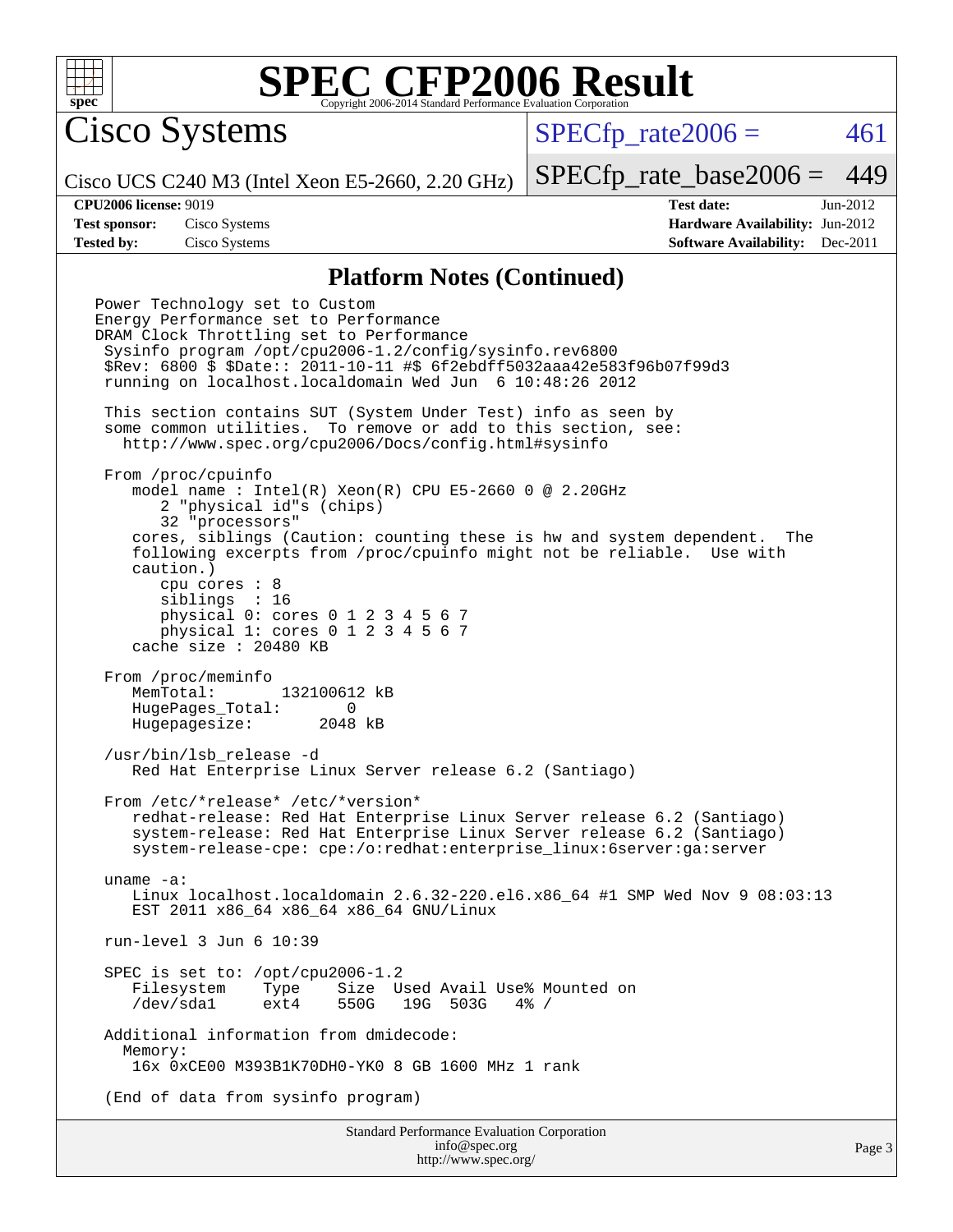# SPEC CFP2006 Result

Copyright 2006-2014 Standard Performance Evaluation Corporation

## Cisco Systems

Cisco UCS C240 M3 (Intel Xeon E5-2660, 2.20 GHz)

SPECfp_rate2006 = 461

SPECfp_rate_base2006 = 449

| | | | |
|---|---|---|---|
| **CPU2006 license:** | 9019 | **Test date:** | Jun-2012 |
| **Test sponsor:** | Cisco Systems | **Hardware Availability:** | Jun-2012 |
| **Tested by:** | Cisco Systems | **Software Availability:** | Dec-2011 |

## Platform Notes (Continued)

```
Power Technology set to Custom
Energy Performance set to Performance
DRAM Clock Throttling set to Performance
 Sysinfo program /opt/cpu2006-1.2/config/sysinfo.rev6800
 $Rev: 6800 $ $Date:: 2011-10-11 #$ 6f2ebdff5032aaa42e583f96b07f99d3
 running on localhost.localdomain Wed Jun  6 10:48:26 2012

 This section contains SUT (System Under Test) info as seen by
 some common utilities.  To remove or add to this section, see:
   http://www.spec.org/cpu2006/Docs/config.html#sysinfo

 From /proc/cpuinfo
    model name : Intel(R) Xeon(R) CPU E5-2660 0 @ 2.20GHz
       2 "physical id"s (chips)
       32 "processors"
    cores, siblings (Caution: counting these is hw and system dependent.  The
    following excerpts from /proc/cpuinfo might not be reliable.  Use with
    caution.)
       cpu cores : 8
       siblings  : 16
       physical 0: cores 0 1 2 3 4 5 6 7
       physical 1: cores 0 1 2 3 4 5 6 7
    cache size : 20480 KB

 From /proc/meminfo
    MemTotal:       132100612 kB
    HugePages_Total:       0
    Hugepagesize:       2048 kB

 /usr/bin/lsb_release -d
    Red Hat Enterprise Linux Server release 6.2 (Santiago)

 From /etc/*release* /etc/*version*
    redhat-release: Red Hat Enterprise Linux Server release 6.2 (Santiago)
    system-release: Red Hat Enterprise Linux Server release 6.2 (Santiago)
    system-release-cpe: cpe:/o:redhat:enterprise_linux:6server:ga:server

 uname -a:
    Linux localhost.localdomain 2.6.32-220.el6.x86_64 #1 SMP Wed Nov 9 08:03:13
    EST 2011 x86_64 x86_64 x86_64 GNU/Linux

 run-level 3 Jun 6 10:39

 SPEC is set to: /opt/cpu2006-1.2
    Filesystem    Type    Size  Used Avail Use% Mounted on
    /dev/sda1     ext4    550G   19G  503G   4% /

 Additional information from dmidecode:
   Memory:
    16x 0xCE00 M393B1K70DH0-YK0 8 GB 1600 MHz 1 rank

 (End of data from sysinfo program)
```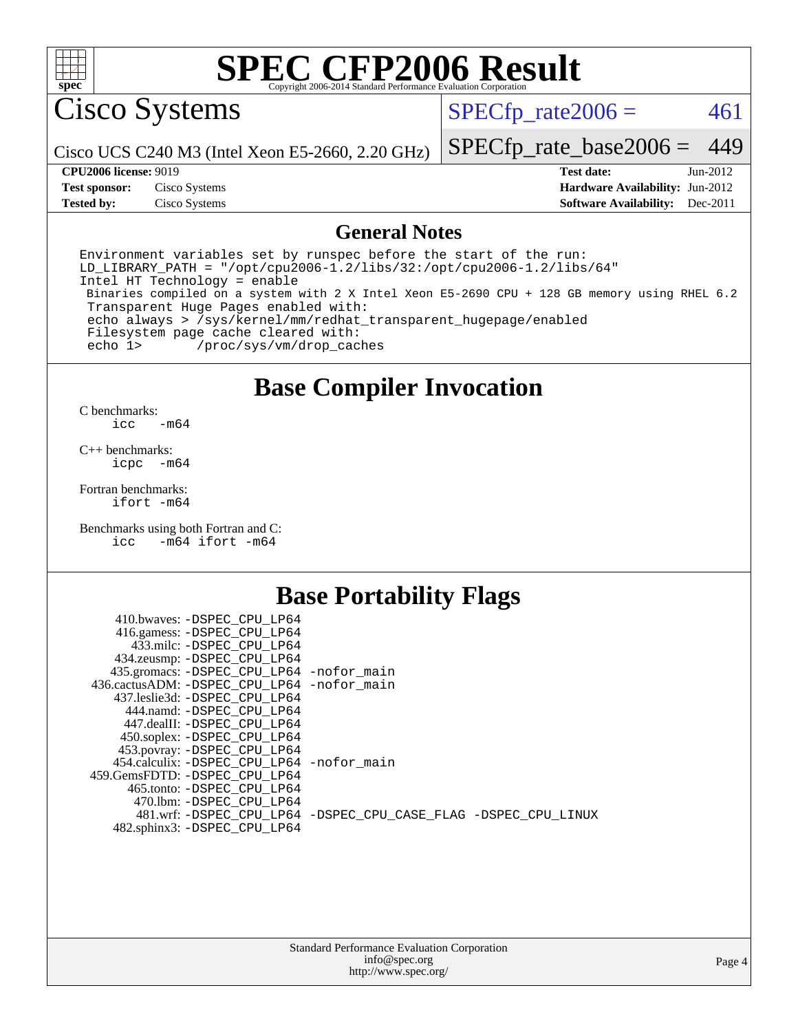# SPEC CFP2006 Result

Copyright 2006-2014 Standard Performance Evaluation Corporation

## Cisco Systems

Cisco UCS C240 M3 (Intel Xeon E5-2660, 2.20 GHz)

SPECfp_rate2006 = 461

SPECfp_rate_base2006 = 449

| | | | |
|---|---|---|---|
| **CPU2006 license:** 9019 | | **Test date:** | Jun-2012 |
| **Test sponsor:** | Cisco Systems | **Hardware Availability:** | Jun-2012 |
| **Tested by:** | Cisco Systems | **Software Availability:** | Dec-2011 |

## General Notes

```
Environment variables set by runspec before the start of the run:
LD_LIBRARY_PATH = "/opt/cpu2006-1.2/libs/32:/opt/cpu2006-1.2/libs/64"
Intel HT Technology = enable
 Binaries compiled on a system with 2 X Intel Xeon E5-2690 CPU + 128 GB memory using RHEL 6.2
 Transparent Huge Pages enabled with:
 echo always > /sys/kernel/mm/redhat_transparent_hugepage/enabled
 Filesystem page cache cleared with:
 echo 1>       /proc/sys/vm/drop_caches
```

## Base Compiler Invocation

C benchmarks:
    icc   -m64

C++ benchmarks:
    icpc   -m64

Fortran benchmarks:
    ifort -m64

Benchmarks using both Fortran and C:
    icc   -m64 ifort -m64

## Base Portability Flags

| Benchmark | Flags |
|---|---|
| 410.bwaves: | -DSPEC_CPU_LP64 |
| 416.gamess: | -DSPEC_CPU_LP64 |
| 433.milc: | -DSPEC_CPU_LP64 |
| 434.zeusmp: | -DSPEC_CPU_LP64 |
| 435.gromacs: | -DSPEC_CPU_LP64 -nofor_main |
| 436.cactusADM: | -DSPEC_CPU_LP64 -nofor_main |
| 437.leslie3d: | -DSPEC_CPU_LP64 |
| 444.namd: | -DSPEC_CPU_LP64 |
| 447.dealII: | -DSPEC_CPU_LP64 |
| 450.soplex: | -DSPEC_CPU_LP64 |
| 453.povray: | -DSPEC_CPU_LP64 |
| 454.calculix: | -DSPEC_CPU_LP64 -nofor_main |
| 459.GemsFDTD: | -DSPEC_CPU_LP64 |
| 465.tonto: | -DSPEC_CPU_LP64 |
| 470.lbm: | -DSPEC_CPU_LP64 |
| 481.wrf: | -DSPEC_CPU_LP64 -DSPEC_CPU_CASE_FLAG -DSPEC_CPU_LINUX |
| 482.sphinx3: | -DSPEC_CPU_LP64 |

Standard Performance Evaluation Corporation
info@spec.org
http://www.spec.org/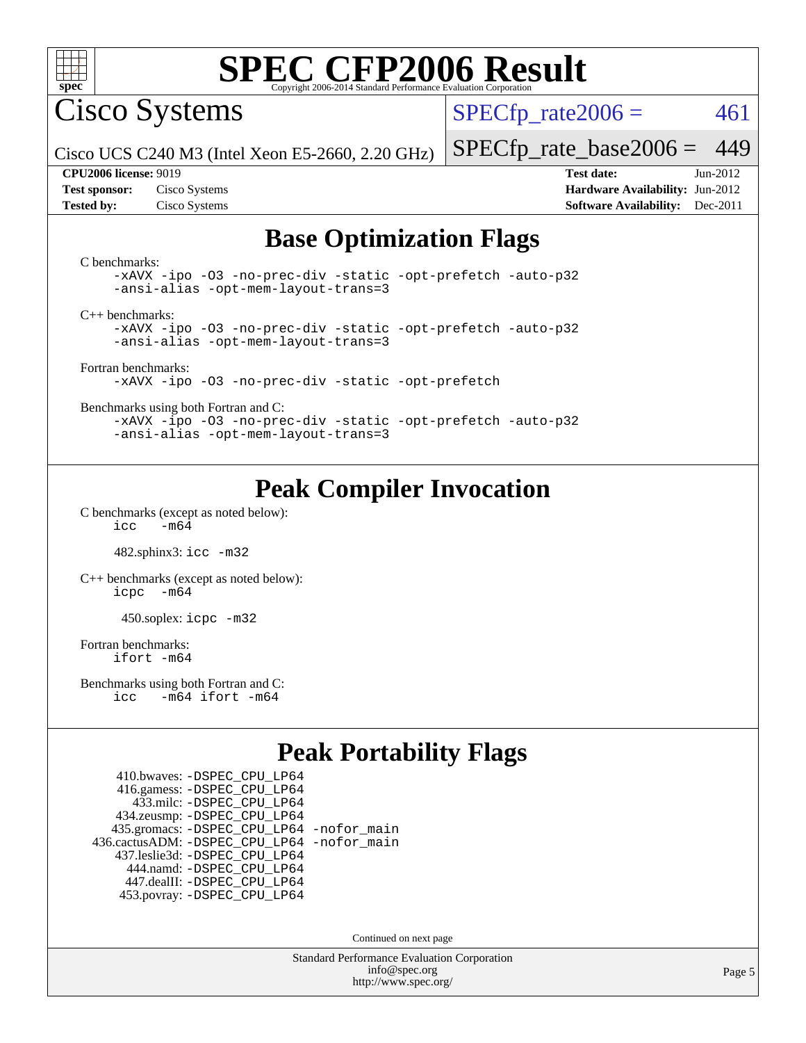# SPEC CFP2006 Result

Copyright 2006-2014 Standard Performance Evaluation Corporation

## Cisco Systems

Cisco UCS C240 M3 (Intel Xeon E5-2660, 2.20 GHz)

SPECfp_rate2006 = 461

SPECfp_rate_base2006 = 449

**CPU2006 license:** 9019
**Test sponsor:** Cisco Systems
**Tested by:** Cisco Systems

**Test date:** Jun-2012
**Hardware Availability:** Jun-2012
**Software Availability:** Dec-2011

## Base Optimization Flags

C benchmarks:

```
-xAVX -ipo -O3 -no-prec-div -static -opt-prefetch -auto-p32
-ansi-alias -opt-mem-layout-trans=3
```

C++ benchmarks:

```
-xAVX -ipo -O3 -no-prec-div -static -opt-prefetch -auto-p32
-ansi-alias -opt-mem-layout-trans=3
```

Fortran benchmarks:

```
-xAVX -ipo -O3 -no-prec-div -static -opt-prefetch
```

Benchmarks using both Fortran and C:

```
-xAVX -ipo -O3 -no-prec-div -static -opt-prefetch -auto-p32
-ansi-alias -opt-mem-layout-trans=3
```

## Peak Compiler Invocation

C benchmarks (except as noted below):

```
icc   -m64
```

482.sphinx3: `icc -m32`

C++ benchmarks (except as noted below):

```
icpc  -m64
```

450.soplex: `icpc -m32`

Fortran benchmarks:

```
ifort -m64
```

Benchmarks using both Fortran and C:

```
icc   -m64 ifort -m64
```

## Peak Portability Flags

410.bwaves: `-DSPEC_CPU_LP64`
416.gamess: `-DSPEC_CPU_LP64`
433.milc: `-DSPEC_CPU_LP64`
434.zeusmp: `-DSPEC_CPU_LP64`
435.gromacs: `-DSPEC_CPU_LP64 -nofor_main`
436.cactusADM: `-DSPEC_CPU_LP64 -nofor_main`
437.leslie3d: `-DSPEC_CPU_LP64`
444.namd: `-DSPEC_CPU_LP64`
447.dealII: `-DSPEC_CPU_LP64`
453.povray: `-DSPEC_CPU_LP64`

Continued on next page

Standard Performance Evaluation Corporation
info@spec.org
http://www.spec.org/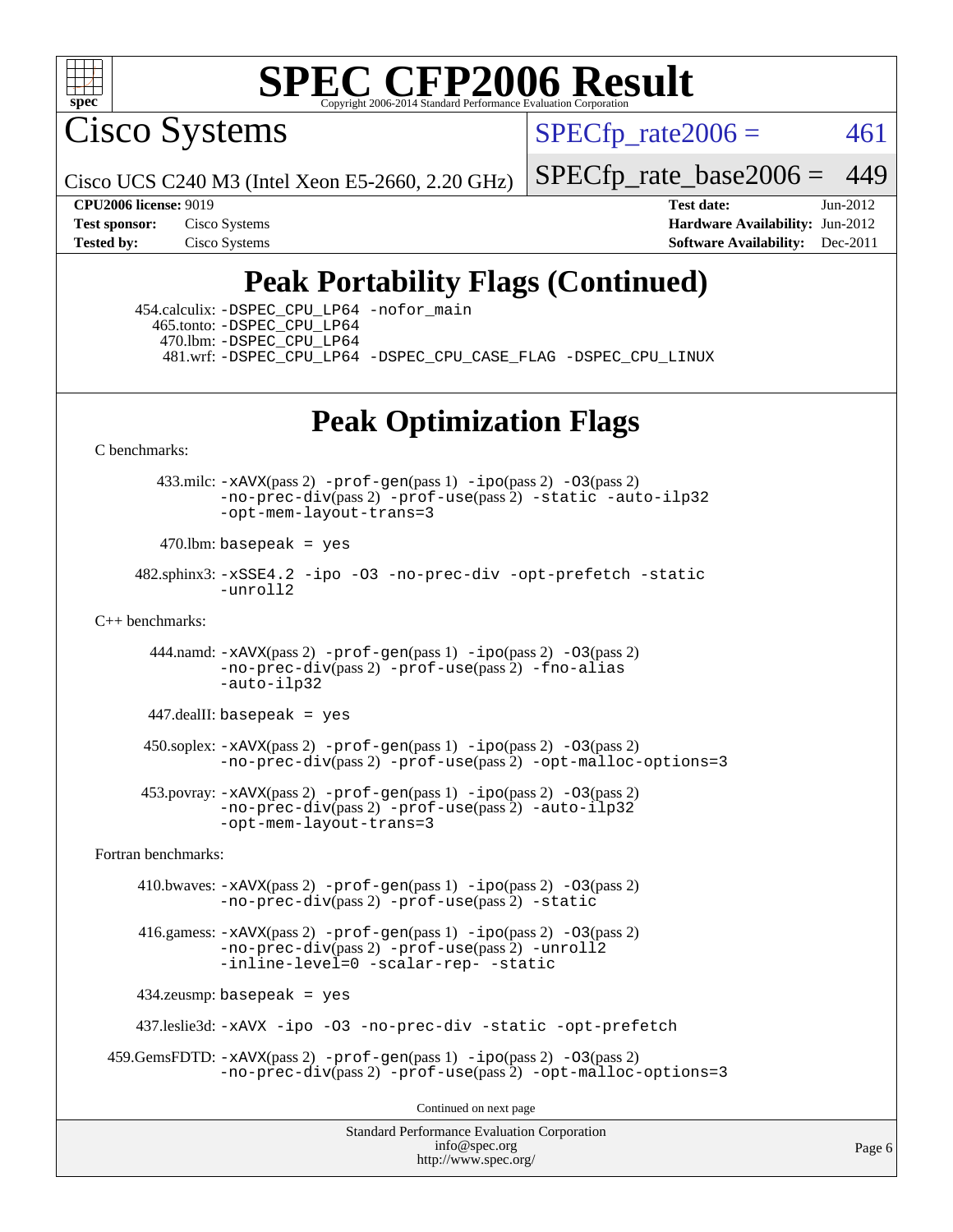# SPEC CFP2006 Result

Copyright 2006-2014 Standard Performance Evaluation Corporation

Cisco Systems

Cisco UCS C240 M3 (Intel Xeon E5-2660, 2.20 GHz)

SPECfp_rate2006 = 461

SPECfp_rate_base2006 = 449

**CPU2006 license:** 9019
**Test sponsor:** Cisco Systems
**Tested by:** Cisco Systems

**Test date:** Jun-2012
**Hardware Availability:** Jun-2012
**Software Availability:** Dec-2011

## Peak Portability Flags (Continued)

454.calculix: -DSPEC_CPU_LP64 -nofor_main
465.tonto: -DSPEC_CPU_LP64
470.lbm: -DSPEC_CPU_LP64
481.wrf: -DSPEC_CPU_LP64 -DSPEC_CPU_CASE_FLAG -DSPEC_CPU_LINUX

## Peak Optimization Flags

C benchmarks:

433.milc: -xAVX(pass 2) -prof-gen(pass 1) -ipo(pass 2) -O3(pass 2) -no-prec-div(pass 2) -prof-use(pass 2) -static -auto-ilp32 -opt-mem-layout-trans=3

470.lbm: basepeak = yes

482.sphinx3: -xSSE4.2 -ipo -O3 -no-prec-div -opt-prefetch -static -unroll2

C++ benchmarks:

444.namd: -xAVX(pass 2) -prof-gen(pass 1) -ipo(pass 2) -O3(pass 2) -no-prec-div(pass 2) -prof-use(pass 2) -fno-alias -auto-ilp32

447.dealII: basepeak = yes

450.soplex: -xAVX(pass 2) -prof-gen(pass 1) -ipo(pass 2) -O3(pass 2) -no-prec-div(pass 2) -prof-use(pass 2) -opt-malloc-options=3

453.povray: -xAVX(pass 2) -prof-gen(pass 1) -ipo(pass 2) -O3(pass 2) -no-prec-div(pass 2) -prof-use(pass 2) -auto-ilp32 -opt-mem-layout-trans=3

Fortran benchmarks:

410.bwaves: -xAVX(pass 2) -prof-gen(pass 1) -ipo(pass 2) -O3(pass 2) -no-prec-div(pass 2) -prof-use(pass 2) -static

416.gamess: -xAVX(pass 2) -prof-gen(pass 1) -ipo(pass 2) -O3(pass 2) -no-prec-div(pass 2) -prof-use(pass 2) -unroll2 -inline-level=0 -scalar-rep- -static

434.zeusmp: basepeak = yes

437.leslie3d: -xAVX -ipo -O3 -no-prec-div -static -opt-prefetch

459.GemsFDTD: -xAVX(pass 2) -prof-gen(pass 1) -ipo(pass 2) -O3(pass 2) -no-prec-div(pass 2) -prof-use(pass 2) -opt-malloc-options=3

Continued on next page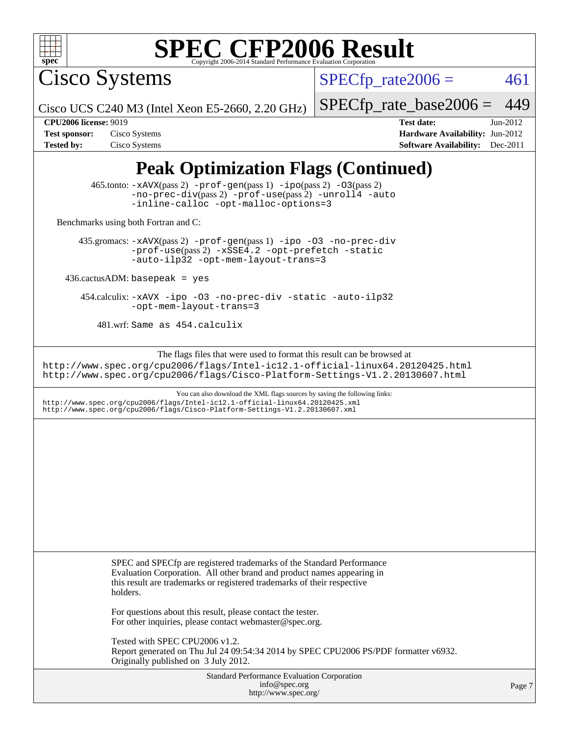# SPEC CFP2006 Result

Copyright 2006-2014 Standard Performance Evaluation Corporation

## Cisco Systems

Cisco UCS C240 M3 (Intel Xeon E5-2660, 2.20 GHz)

SPECfp_rate2006 = 461

SPECfp_rate_base2006 = 449

**CPU2006 license:** 9019
**Test sponsor:** Cisco Systems
**Tested by:** Cisco Systems

**Test date:** Jun-2012
**Hardware Availability:** Jun-2012
**Software Availability:** Dec-2011

## Peak Optimization Flags (Continued)

465.tonto: `-xAVX`(pass 2) `-prof-gen`(pass 1) `-ipo`(pass 2) `-O3`(pass 2) `-no-prec-div`(pass 2) `-prof-use`(pass 2) `-unroll4 -auto -inline-calloc -opt-malloc-options=3`

Benchmarks using both Fortran and C:

435.gromacs: `-xAVX`(pass 2) `-prof-gen`(pass 1) `-ipo -O3 -no-prec-div -prof-use`(pass 2) `-xSSE4.2 -opt-prefetch -static -auto-ilp32 -opt-mem-layout-trans=3`

436.cactusADM: `basepeak = yes`

454.calculix: `-xAVX -ipo -O3 -no-prec-div -static -auto-ilp32 -opt-mem-layout-trans=3`

481.wrf: `Same as 454.calculix`

The flags files that were used to format this result can be browsed at
http://www.spec.org/cpu2006/flags/Intel-ic12.1-official-linux64.20120425.html
http://www.spec.org/cpu2006/flags/Cisco-Platform-Settings-V1.2.20130607.html

You can also download the XML flags sources by saving the following links:
http://www.spec.org/cpu2006/flags/Intel-ic12.1-official-linux64.20120425.xml
http://www.spec.org/cpu2006/flags/Cisco-Platform-Settings-V1.2.20130607.xml

SPEC and SPECfp are registered trademarks of the Standard Performance Evaluation Corporation. All other brand and product names appearing in this result are trademarks or registered trademarks of their respective holders.

For questions about this result, please contact the tester.
For other inquiries, please contact webmaster@spec.org.

Tested with SPEC CPU2006 v1.2.
Report generated on Thu Jul 24 09:54:34 2014 by SPEC CPU2006 PS/PDF formatter v6932.
Originally published on 3 July 2012.

Standard Performance Evaluation Corporation
info@spec.org
http://www.spec.org/